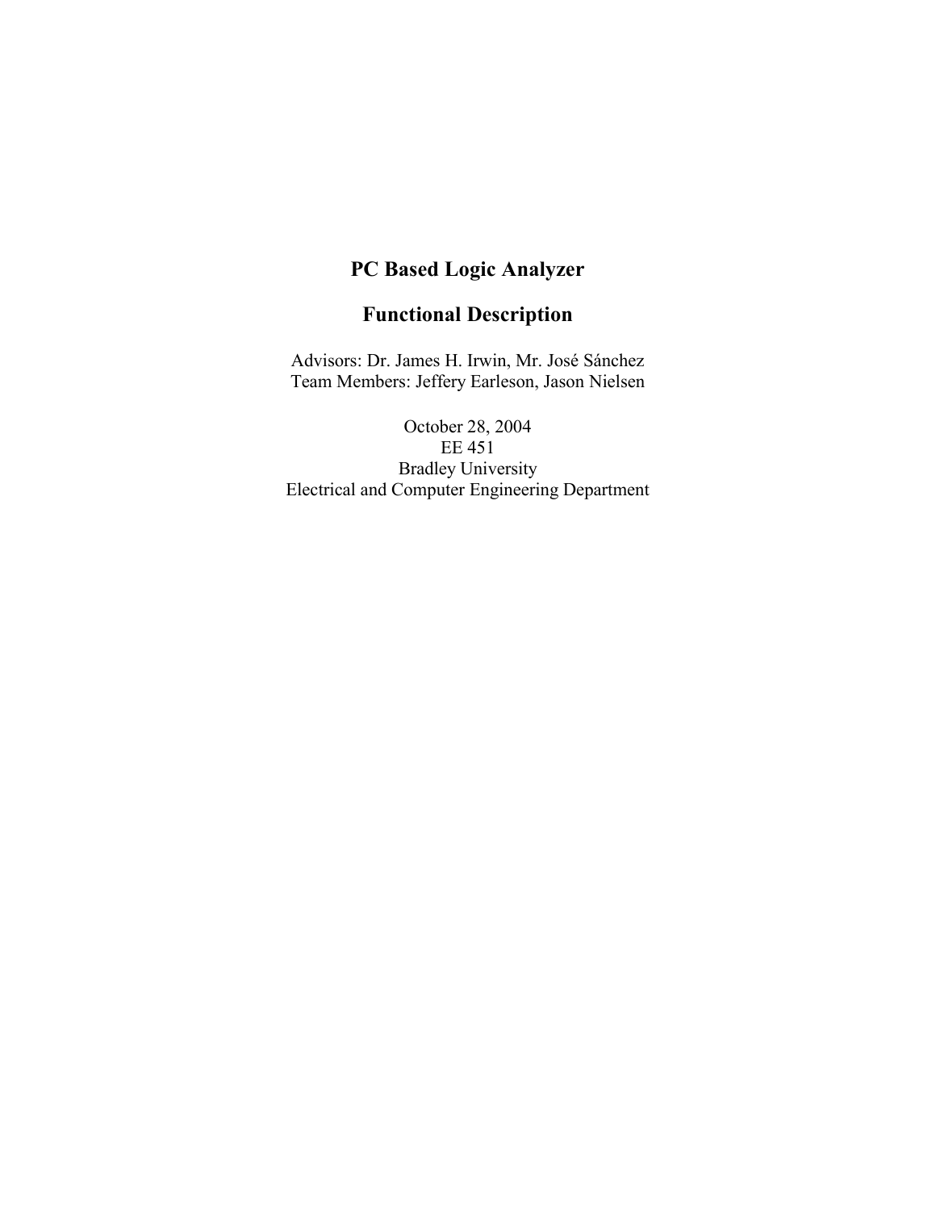# PC Based Logic Analyzer

## Functional Description

Advisors: Dr. James H. Irwin, Mr. José Sánchez
Team Members: Jeffery Earleson, Jason Nielsen

October 28, 2004
EE 451
Bradley University
Electrical and Computer Engineering Department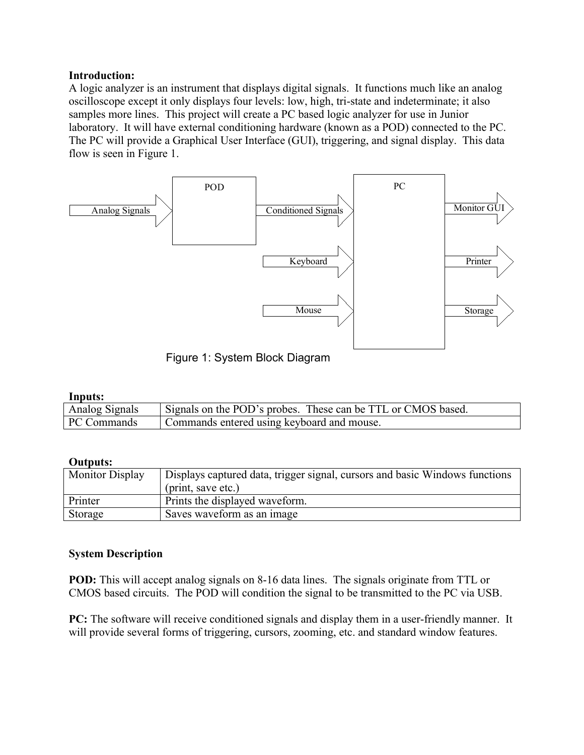**Introduction:**
A logic analyzer is an instrument that displays digital signals. It functions much like an analog oscilloscope except it only displays four levels: low, high, tri-state and indeterminate; it also samples more lines. This project will create a PC based logic analyzer for use in Junior laboratory. It will have external conditioning hardware (known as a POD) connected to the PC. The PC will provide a Graphical User Interface (GUI), triggering, and signal display. This data flow is seen in Figure 1.

Figure 1: System Block Diagram

**Inputs:**

| Analog Signals | Signals on the POD's probes. These can be TTL or CMOS based. |
|---|---|
| PC Commands | Commands entered using keyboard and mouse. |

**Outputs:**

| Monitor Display | Displays captured data, trigger signal, cursors and basic Windows functions (print, save etc.) |
|---|---|
| Printer | Prints the displayed waveform. |
| Storage | Saves waveform as an image |

**System Description**

**POD:** This will accept analog signals on 8-16 data lines. The signals originate from TTL or CMOS based circuits. The POD will condition the signal to be transmitted to the PC via USB.

**PC:** The software will receive conditioned signals and display them in a user-friendly manner. It will provide several forms of triggering, cursors, zooming, etc. and standard window features.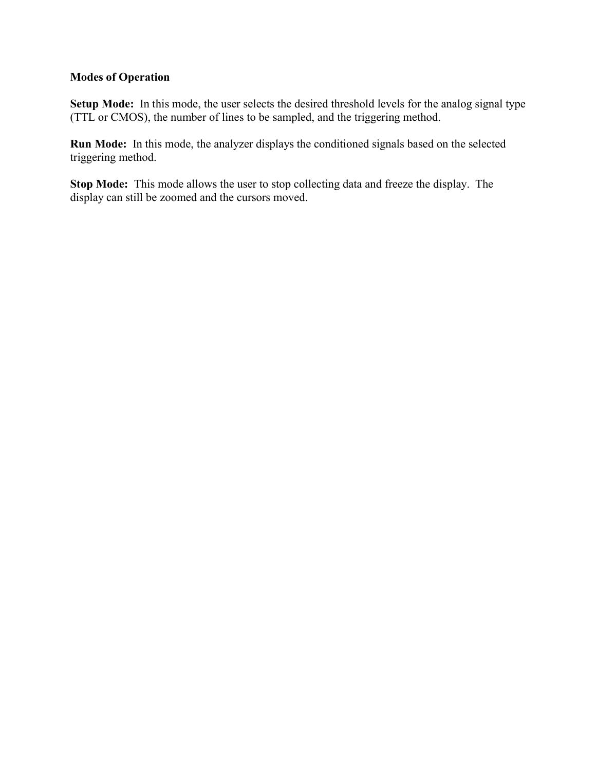## Modes of Operation

**Setup Mode:** In this mode, the user selects the desired threshold levels for the analog signal type (TTL or CMOS), the number of lines to be sampled, and the triggering method.

**Run Mode:** In this mode, the analyzer displays the conditioned signals based on the selected triggering method.

**Stop Mode:** This mode allows the user to stop collecting data and freeze the display. The display can still be zoomed and the cursors moved.